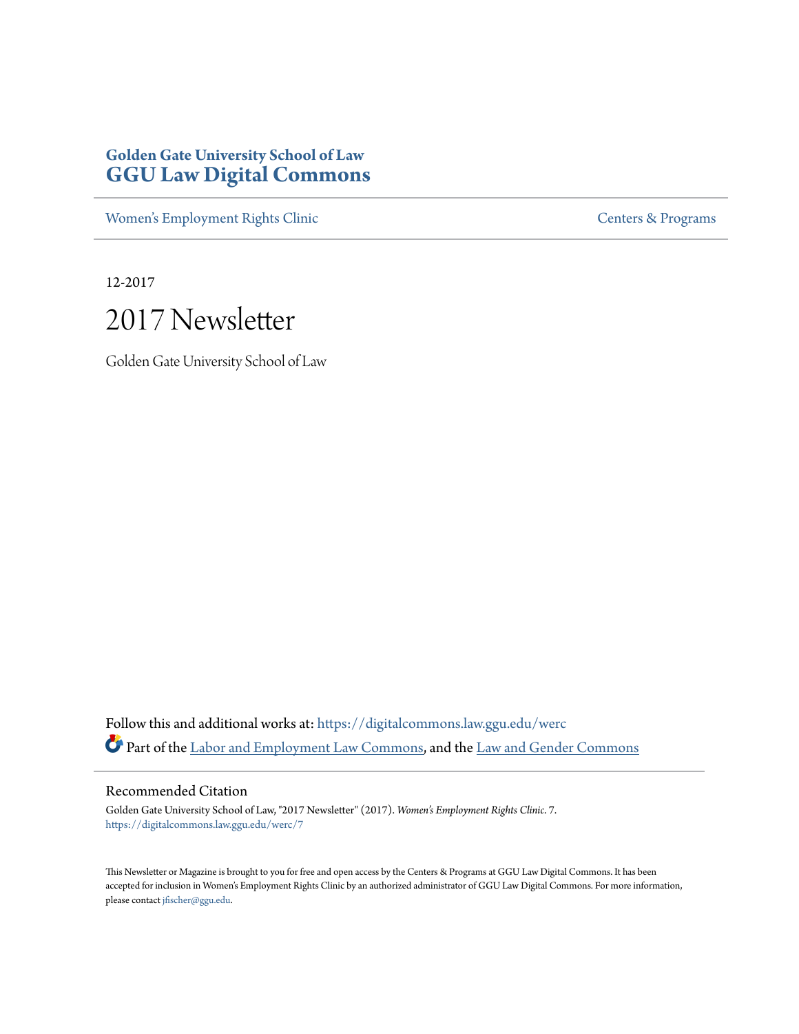**Golden Gate University School of Law**
# GGU Law Digital Commons

Women's Employment Rights Clinic | Centers & Programs

12-2017

# 2017 Newsletter

Golden Gate University School of Law

Follow this and additional works at: https://digitalcommons.law.ggu.edu/werc

Part of the Labor and Employment Law Commons, and the Law and Gender Commons

## Recommended Citation

Golden Gate University School of Law, "2017 Newsletter" (2017). *Women's Employment Rights Clinic*. 7.
https://digitalcommons.law.ggu.edu/werc/7

This Newsletter or Magazine is brought to you for free and open access by the Centers & Programs at GGU Law Digital Commons. It has been accepted for inclusion in Women's Employment Rights Clinic by an authorized administrator of GGU Law Digital Commons. For more information, please contact jfischer@ggu.edu.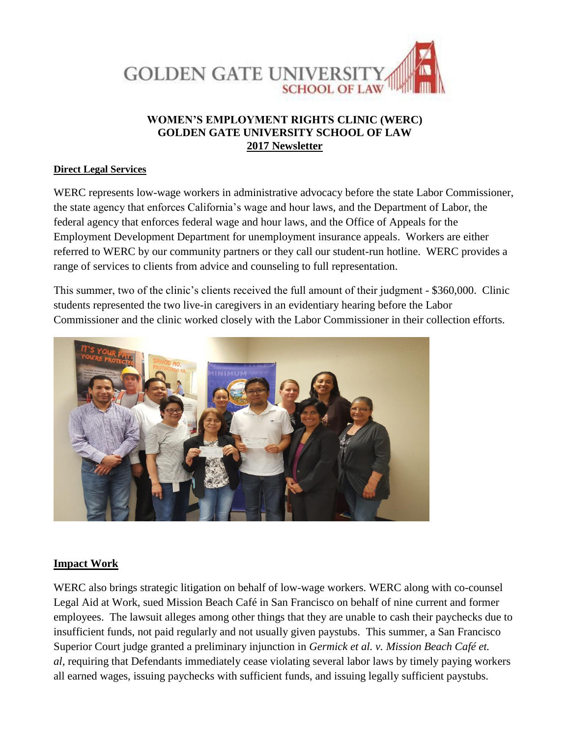# WOMEN'S EMPLOYMENT RIGHTS CLINIC (WERC)
## GOLDEN GATE UNIVERSITY SCHOOL OF LAW
## 2017 Newsletter

### Direct Legal Services

WERC represents low-wage workers in administrative advocacy before the state Labor Commissioner, the state agency that enforces California's wage and hour laws, and the Department of Labor, the federal agency that enforces federal wage and hour laws, and the Office of Appeals for the Employment Development Department for unemployment insurance appeals. Workers are either referred to WERC by our community partners or they call our student-run hotline. WERC provides a range of services to clients from advice and counseling to full representation.

This summer, two of the clinic's clients received the full amount of their judgment - $360,000. Clinic students represented the two live-in caregivers in an evidentiary hearing before the Labor Commissioner and the clinic worked closely with the Labor Commissioner in their collection efforts.

### Impact Work

WERC also brings strategic litigation on behalf of low-wage workers. WERC along with co-counsel Legal Aid at Work, sued Mission Beach Café in San Francisco on behalf of nine current and former employees. The lawsuit alleges among other things that they are unable to cash their paychecks due to insufficient funds, not paid regularly and not usually given paystubs. This summer, a San Francisco Superior Court judge granted a preliminary injunction in *Germick et al. v. Mission Beach Café et. al*, requiring that Defendants immediately cease violating several labor laws by timely paying workers all earned wages, issuing paychecks with sufficient funds, and issuing legally sufficient paystubs.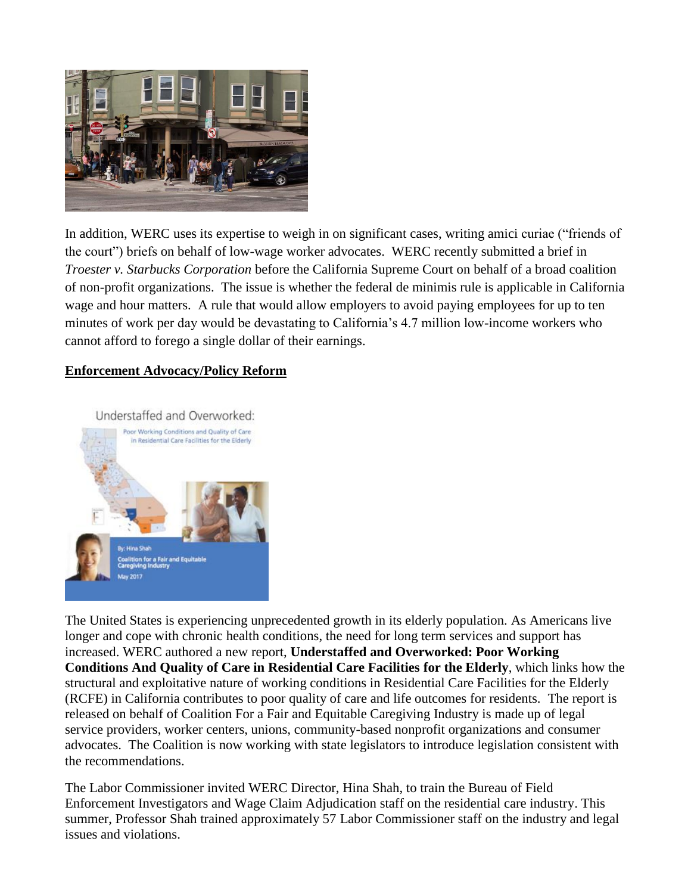In addition, WERC uses its expertise to weigh in on significant cases, writing amici curiae ("friends of the court") briefs on behalf of low-wage worker advocates. WERC recently submitted a brief in *Troester v. Starbucks Corporation* before the California Supreme Court on behalf of a broad coalition of non-profit organizations. The issue is whether the federal de minimis rule is applicable in California wage and hour matters. A rule that would allow employers to avoid paying employees for up to ten minutes of work per day would be devastating to California's 4.7 million low-income workers who cannot afford to forego a single dollar of their earnings.

**Enforcement Advocacy/Policy Reform**

The United States is experiencing unprecedented growth in its elderly population. As Americans live longer and cope with chronic health conditions, the need for long term services and support has increased. WERC authored a new report, **Understaffed and Overworked: Poor Working Conditions And Quality of Care in Residential Care Facilities for the Elderly**, which links how the structural and exploitative nature of working conditions in Residential Care Facilities for the Elderly (RCFE) in California contributes to poor quality of care and life outcomes for residents. The report is released on behalf of Coalition For a Fair and Equitable Caregiving Industry is made up of legal service providers, worker centers, unions, community-based nonprofit organizations and consumer advocates. The Coalition is now working with state legislators to introduce legislation consistent with the recommendations.

The Labor Commissioner invited WERC Director, Hina Shah, to train the Bureau of Field Enforcement Investigators and Wage Claim Adjudication staff on the residential care industry. This summer, Professor Shah trained approximately 57 Labor Commissioner staff on the industry and legal issues and violations.